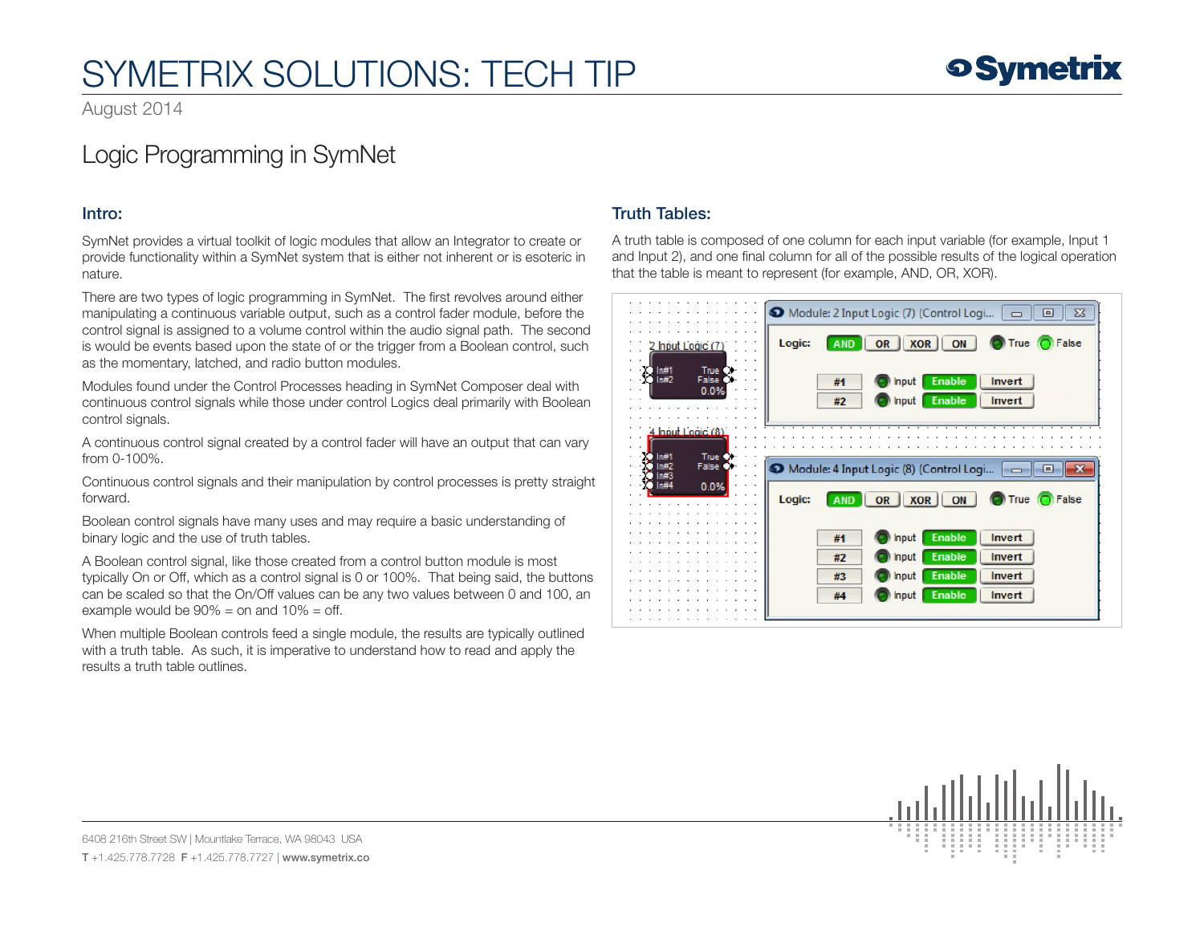# SYMETRIX SOLUTIONS: TECH TIP

August 2014

## Logic Programming in SymNet

### Intro:

SymNet provides a virtual toolkit of logic modules that allow an Integrator to create or provide functionality within a SymNet system that is either not inherent or is esoteric in nature.

There are two types of logic programming in SymNet. The first revolves around either manipulating a continuous variable output, such as a control fader module, before the control signal is assigned to a volume control within the audio signal path. The second is would be events based upon the state of or the trigger from a Boolean control, such as the momentary, latched, and radio button modules.

Modules found under the Control Processes heading in SymNet Composer deal with continuous control signals while those under control Logics deal primarily with Boolean control signals.

A continuous control signal created by a control fader will have an output that can vary from 0-100%.

Continuous control signals and their manipulation by control processes is pretty straight forward.

Boolean control signals have many uses and may require a basic understanding of binary logic and the use of truth tables.

A Boolean control signal, like those created from a control button module is most typically On or Off, which as a control signal is 0 or 100%. That being said, the buttons can be scaled so that the On/Off values can be any two values between 0 and 100, an example would be 90% = on and 10% = off.

When multiple Boolean controls feed a single module, the results are typically outlined with a truth table. As such, it is imperative to understand how to read and apply the results a truth table outlines.

### Truth Tables:

A truth table is composed of one column for each input variable (for example, Input 1 and Input 2), and one final column for all of the possible results of the logical operation that the table is meant to represent (for example, AND, OR, XOR).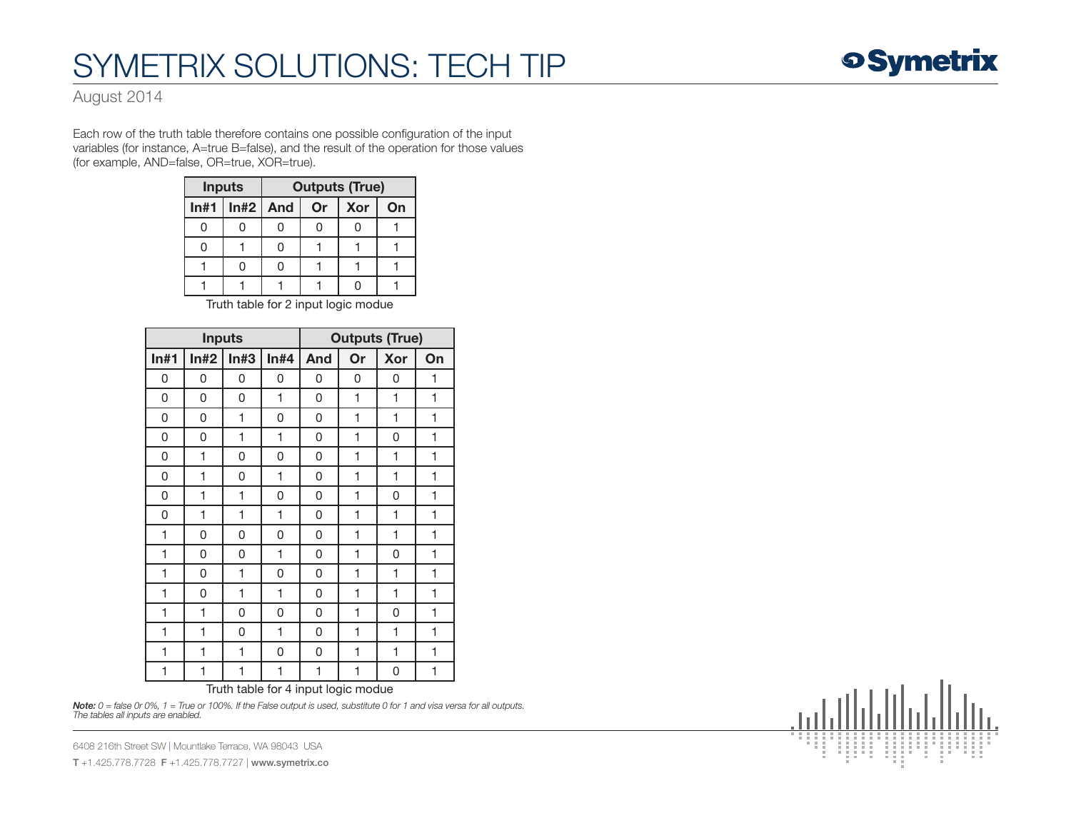Each row of the truth table therefore contains one possible configuration of the input variables (for instance, A=true B=false), and the result of the operation for those values (for example, AND=false, OR=true, XOR=true).

| Inputs | | Outputs (True) | | | |
|---|---|---|---|---|---|
| In#1 | In#2 | And | Or | Xor | On |
| 0 | 0 | 0 | 0 | 0 | 1 |
| 0 | 1 | 0 | 1 | 1 | 1 |
| 1 | 0 | 0 | 1 | 1 | 1 |
| 1 | 1 | 1 | 1 | 0 | 1 |

Truth table for 2 input logic modue

| Inputs | | | | Outputs (True) | | | |
|---|---|---|---|---|---|---|---|
| In#1 | In#2 | In#3 | In#4 | And | Or | Xor | On |
| 0 | 0 | 0 | 0 | 0 | 0 | 0 | 1 |
| 0 | 0 | 0 | 1 | 0 | 1 | 1 | 1 |
| 0 | 0 | 1 | 0 | 0 | 1 | 1 | 1 |
| 0 | 0 | 1 | 1 | 0 | 1 | 0 | 1 |
| 0 | 1 | 0 | 0 | 0 | 1 | 1 | 1 |
| 0 | 1 | 0 | 1 | 0 | 1 | 1 | 1 |
| 0 | 1 | 1 | 0 | 0 | 1 | 0 | 1 |
| 0 | 1 | 1 | 1 | 0 | 1 | 1 | 1 |
| 1 | 0 | 0 | 0 | 0 | 1 | 1 | 1 |
| 1 | 0 | 0 | 1 | 0 | 1 | 0 | 1 |
| 1 | 0 | 1 | 0 | 0 | 1 | 1 | 1 |
| 1 | 0 | 1 | 1 | 0 | 1 | 1 | 1 |
| 1 | 1 | 0 | 0 | 0 | 1 | 0 | 1 |
| 1 | 1 | 0 | 1 | 0 | 1 | 1 | 1 |
| 1 | 1 | 1 | 0 | 0 | 1 | 1 | 1 |
| 1 | 1 | 1 | 1 | 1 | 1 | 0 | 1 |

Truth table for 4 input logic modue

***Note:*** *0 = false 0r 0%, 1 = True or 100%. If the False output is used, substitute 0 for 1 and visa versa for all outputs. The tables all inputs are enabled.*

6408 216th Street SW | Mountlake Terrace, WA 98043 USA

**T** +1.425.778.7728 **F** +1.425.778.7727 | **www.symetrix.co**